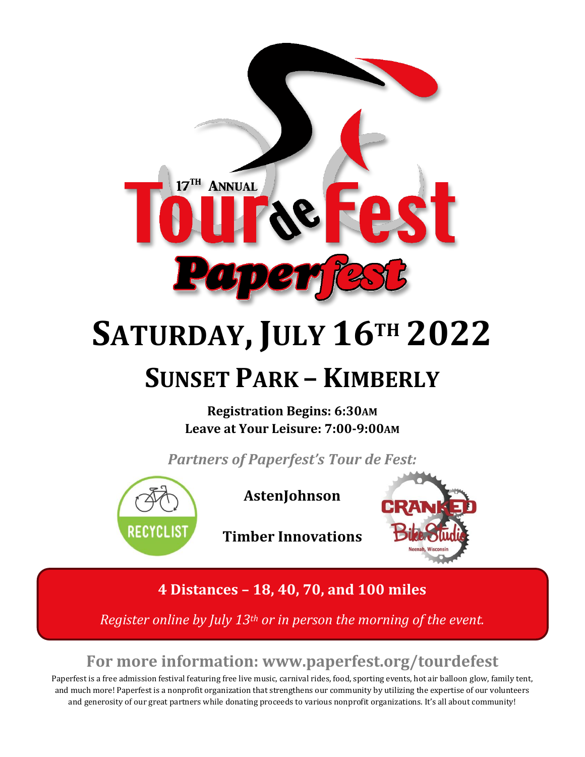17TH ANNUAL

# Tour de Fest

## Paperfest

# SATURDAY, JULY 16TH 2022

## SUNSET PARK – KIMBERLY

**Registration Begins: 6:30AM**
**Leave at Your Leisure: 7:00-9:00AM**

*Partners of Paperfest's Tour de Fest:*

RECYCLIST

**AstenJohnson**

**Timber Innovations**

CRANKED Bike Studio
Neenah, Wisconsin

**4 Distances – 18, 40, 70, and 100 miles**

*Register online by July 13th or in person the morning of the event.*

### For more information: www.paperfest.org/tourdefest

Paperfest is a free admission festival featuring free live music, carnival rides, food, sporting events, hot air balloon glow, family tent, and much more! Paperfest is a nonprofit organization that strengthens our community by utilizing the expertise of our volunteers and generosity of our great partners while donating proceeds to various nonprofit organizations. It's all about community!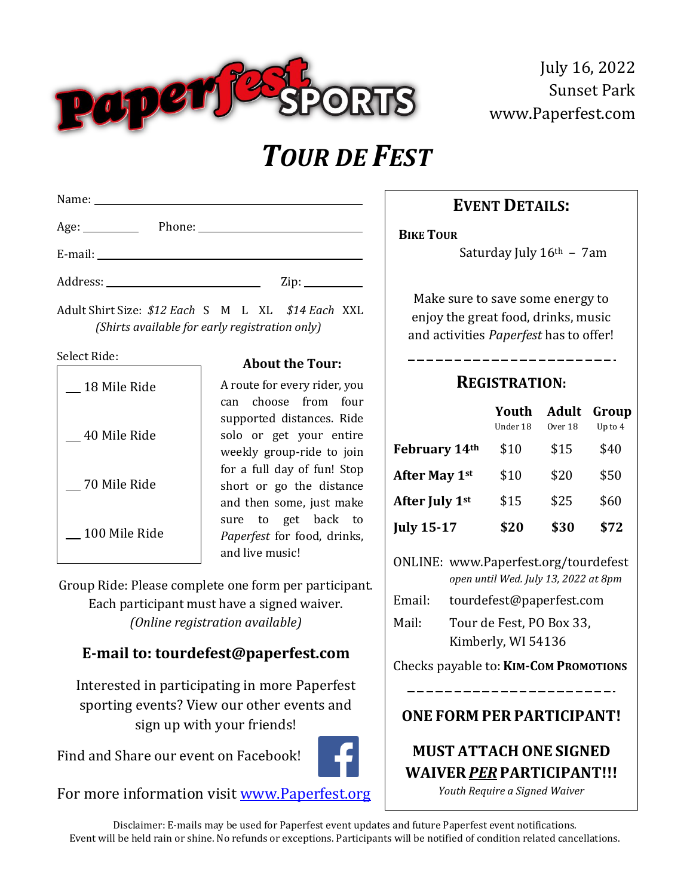Paperfest SPORTS

July 16, 2022
Sunset Park
www.Paperfest.com

# *TOUR DE FEST*

Name: ______________________

Age: ________ Phone: ______________________

E-mail: ______________________

Address: ______________________ Zip: ________

Adult Shirt Size: *$12 Each* S M L XL *$14 Each* XXL
*(Shirts available for early registration only)*

Select Ride:

__ 18 Mile Ride

__ 40 Mile Ride

__ 70 Mile Ride

__ 100 Mile Ride

### About the Tour:

A route for every rider, you can choose from four supported distances. Ride solo or get your entire weekly group-ride to join for a full day of fun! Stop short or go the distance and then some, just make sure to get back to *Paperfest* for food, drinks, and live music!

Group Ride: Please complete one form per participant. Each participant must have a signed waiver. *(Online registration available)*

### E-mail to: tourdefest@paperfest.com

Interested in participating in more Paperfest sporting events? View our other events and sign up with your friends!

Find and Share our event on Facebook!

For more information visit [www.Paperfest.org](www.Paperfest.org)

## EVENT DETAILS:

**BIKE TOUR**
Saturday July 16th – 7am

Make sure to save some energy to enjoy the great food, drinks, music and activities *Paperfest* has to offer!

## REGISTRATION:

| | Youth (Under 18) | Adult (Over 18) | Group (Up to 4) |
|---|---|---|---|
| **February 14th** | $10 | $15 | $40 |
| **After May 1st** | $10 | $20 | $50 |
| **After July 1st** | $15 | $25 | $60 |
| **July 15-17** | **$20** | **$30** | **$72** |

ONLINE: www.Paperfest.org/tourdefest
*open until Wed. July 13, 2022 at 8pm*

Email: tourdefest@paperfest.com

Mail: Tour de Fest, PO Box 33, Kimberly, WI 54136

Checks payable to: **KIM-COM PROMOTIONS**

**ONE FORM PER PARTICIPANT!**

**MUST ATTACH ONE SIGNED WAIVER *PER* PARTICIPANT!!!**
*Youth Require a Signed Waiver*

Disclaimer: E-mails may be used for Paperfest event updates and future Paperfest event notifications.
Event will be held rain or shine. No refunds or exceptions. Participants will be notified of condition related cancellations.